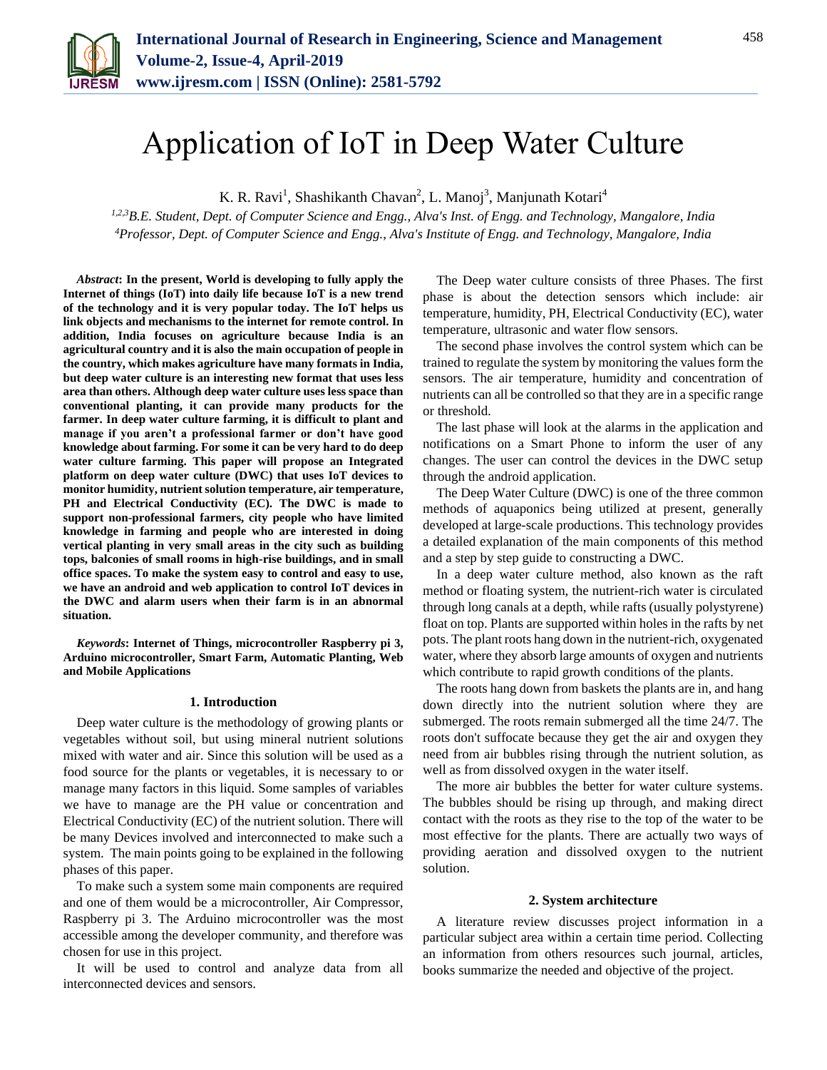# Application of IoT in Deep Water Culture

K. R. Ravi[1], Shashikanth Chavan[2], L. Manoj[3], Manjunath Kotari[4]

[1,2,3]*B.E. Student, Dept. of Computer Science and Engg., Alva's Inst. of Engg. and Technology, Mangalore, India*
[4]*Professor, Dept. of Computer Science and Engg., Alva's Institute of Engg. and Technology, Mangalore, India*

***Abstract*: In the present, World is developing to fully apply the Internet of things (IoT) into daily life because IoT is a new trend of the technology and it is very popular today. The IoT helps us link objects and mechanisms to the internet for remote control. In addition, India focuses on agriculture because India is an agricultural country and it is also the main occupation of people in the country, which makes agriculture have many formats in India, but deep water culture is an interesting new format that uses less area than others. Although deep water culture uses less space than conventional planting, it can provide many products for the farmer. In deep water culture farming, it is difficult to plant and manage if you aren't a professional farmer or don't have good knowledge about farming. For some it can be very hard to do deep water culture farming. This paper will propose an Integrated platform on deep water culture (DWC) that uses IoT devices to monitor humidity, nutrient solution temperature, air temperature, PH and Electrical Conductivity (EC). The DWC is made to support non-professional farmers, city people who have limited knowledge in farming and people who are interested in doing vertical planting in very small areas in the city such as building tops, balconies of small rooms in high-rise buildings, and in small office spaces. To make the system easy to control and easy to use, we have an android and web application to control IoT devices in the DWC and alarm users when their farm is in an abnormal situation.**

***Keywords*: Internet of Things, microcontroller Raspberry pi 3, Arduino microcontroller, Smart Farm, Automatic Planting, Web and Mobile Applications**

## 1. Introduction

Deep water culture is the methodology of growing plants or vegetables without soil, but using mineral nutrient solutions mixed with water and air. Since this solution will be used as a food source for the plants or vegetables, it is necessary to or manage many factors in this liquid. Some samples of variables we have to manage are the PH value or concentration and Electrical Conductivity (EC) of the nutrient solution. There will be many Devices involved and interconnected to make such a system. The main points going to be explained in the following phases of this paper.

To make such a system some main components are required and one of them would be a microcontroller, Air Compressor, Raspberry pi 3. The Arduino microcontroller was the most accessible among the developer community, and therefore was chosen for use in this project.

It will be used to control and analyze data from all interconnected devices and sensors.

The Deep water culture consists of three Phases. The first phase is about the detection sensors which include: air temperature, humidity, PH, Electrical Conductivity (EC), water temperature, ultrasonic and water flow sensors.

The second phase involves the control system which can be trained to regulate the system by monitoring the values form the sensors. The air temperature, humidity and concentration of nutrients can all be controlled so that they are in a specific range or threshold.

The last phase will look at the alarms in the application and notifications on a Smart Phone to inform the user of any changes. The user can control the devices in the DWC setup through the android application.

The Deep Water Culture (DWC) is one of the three common methods of aquaponics being utilized at present, generally developed at large-scale productions. This technology provides a detailed explanation of the main components of this method and a step by step guide to constructing a DWC.

In a deep water culture method, also known as the raft method or floating system, the nutrient-rich water is circulated through long canals at a depth, while rafts (usually polystyrene) float on top. Plants are supported within holes in the rafts by net pots. The plant roots hang down in the nutrient-rich, oxygenated water, where they absorb large amounts of oxygen and nutrients which contribute to rapid growth conditions of the plants.

The roots hang down from baskets the plants are in, and hang down directly into the nutrient solution where they are submerged. The roots remain submerged all the time 24/7. The roots don't suffocate because they get the air and oxygen they need from air bubbles rising through the nutrient solution, as well as from dissolved oxygen in the water itself.

The more air bubbles the better for water culture systems. The bubbles should be rising up through, and making direct contact with the roots as they rise to the top of the water to be most effective for the plants. There are actually two ways of providing aeration and dissolved oxygen to the nutrient solution.

## 2. System architecture

A literature review discusses project information in a particular subject area within a certain time period. Collecting an information from others resources such journal, articles, books summarize the needed and objective of the project.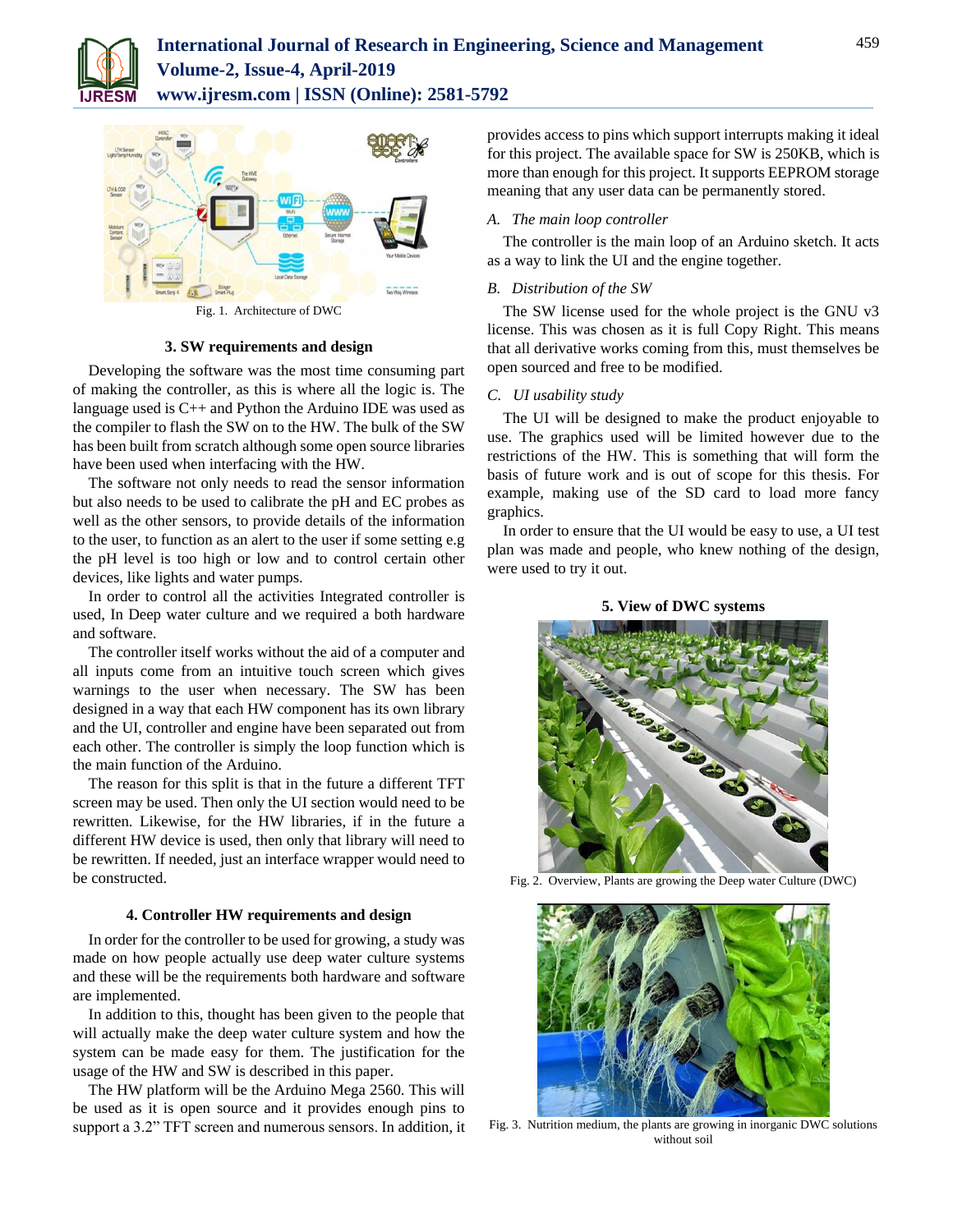Fig. 1. Architecture of DWC

### 3. SW requirements and design

Developing the software was the most time consuming part of making the controller, as this is where all the logic is. The language used is C++ and Python the Arduino IDE was used as the compiler to flash the SW on to the HW. The bulk of the SW has been built from scratch although some open source libraries have been used when interfacing with the HW.

The software not only needs to read the sensor information but also needs to be used to calibrate the pH and EC probes as well as the other sensors, to provide details of the information to the user, to function as an alert to the user if some setting e.g the pH level is too high or low and to control certain other devices, like lights and water pumps.

In order to control all the activities Integrated controller is used, In Deep water culture and we required a both hardware and software.

The controller itself works without the aid of a computer and all inputs come from an intuitive touch screen which gives warnings to the user when necessary. The SW has been designed in a way that each HW component has its own library and the UI, controller and engine have been separated out from each other. The controller is simply the loop function which is the main function of the Arduino.

The reason for this split is that in the future a different TFT screen may be used. Then only the UI section would need to be rewritten. Likewise, for the HW libraries, if in the future a different HW device is used, then only that library will need to be rewritten. If needed, just an interface wrapper would need to be constructed.

### 4. Controller HW requirements and design

In order for the controller to be used for growing, a study was made on how people actually use deep water culture systems and these will be the requirements both hardware and software are implemented.

In addition to this, thought has been given to the people that will actually make the deep water culture system and how the system can be made easy for them. The justification for the usage of the HW and SW is described in this paper.

The HW platform will be the Arduino Mega 2560. This will be used as it is open source and it provides enough pins to support a 3.2" TFT screen and numerous sensors. In addition, it provides access to pins which support interrupts making it ideal for this project. The available space for SW is 250KB, which is more than enough for this project. It supports EEPROM storage meaning that any user data can be permanently stored.

*A. The main loop controller*

The controller is the main loop of an Arduino sketch. It acts as a way to link the UI and the engine together.

*B. Distribution of the SW*

The SW license used for the whole project is the GNU v3 license. This was chosen as it is full Copy Right. This means that all derivative works coming from this, must themselves be open sourced and free to be modified.

*C. UI usability study*

The UI will be designed to make the product enjoyable to use. The graphics used will be limited however due to the restrictions of the HW. This is something that will form the basis of future work and is out of scope for this thesis. For example, making use of the SD card to load more fancy graphics.

In order to ensure that the UI would be easy to use, a UI test plan was made and people, who knew nothing of the design, were used to try it out.

### 5. View of DWC systems

Fig. 2. Overview, Plants are growing the Deep water Culture (DWC)

Fig. 3. Nutrition medium, the plants are growing in inorganic DWC solutions without soil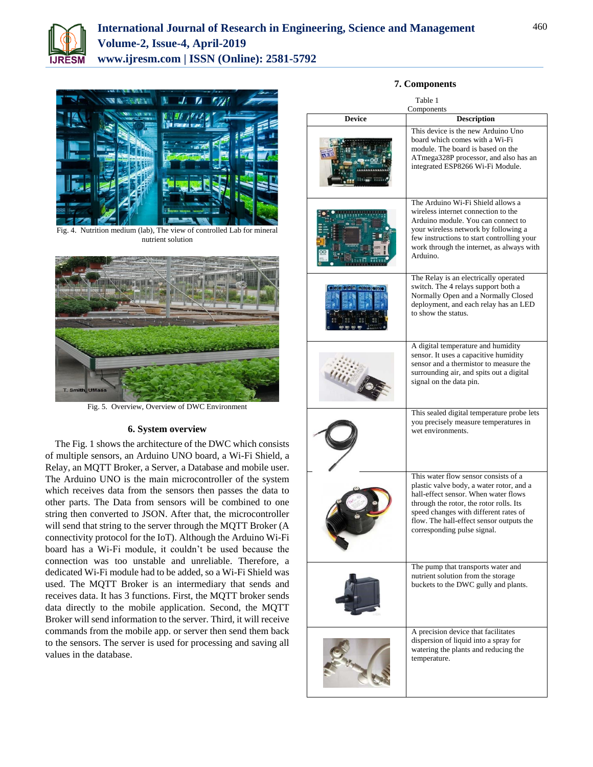Fig. 4. Nutrition medium (lab), The view of controlled Lab for mineral nutrient solution

Fig. 5. Overview, Overview of DWC Environment

## 6. System overview

The Fig. 1 shows the architecture of the DWC which consists of multiple sensors, an Arduino UNO board, a Wi-Fi Shield, a Relay, an MQTT Broker, a Server, a Database and mobile user. The Arduino UNO is the main microcontroller of the system which receives data from the sensors then passes the data to other parts. The Data from sensors will be combined to one string then converted to JSON. After that, the microcontroller will send that string to the server through the MQTT Broker (A connectivity protocol for the IoT). Although the Arduino Wi-Fi board has a Wi-Fi module, it couldn't be used because the connection was too unstable and unreliable. Therefore, a dedicated Wi-Fi module had to be added, so a Wi-Fi Shield was used. The MQTT Broker is an intermediary that sends and receives data. It has 3 functions. First, the MQTT broker sends data directly to the mobile application. Second, the MQTT Broker will send information to the server. Third, it will receive commands from the mobile app. or server then send them back to the sensors. The server is used for processing and saving all values in the database.

## 7. Components

Table 1
Components

| Device | Description |
|---|---|
| | This device is the new Arduino Uno board which comes with a Wi-Fi module. The board is based on the ATmega328P processor, and also has an integrated ESP8266 Wi-Fi Module. |
| | The Arduino Wi-Fi Shield allows a wireless internet connection to the Arduino module. You can connect to your wireless network by following a few instructions to start controlling your work through the internet, as always with Arduino. |
| | The Relay is an electrically operated switch. The 4 relays support both a Normally Open and a Normally Closed deployment, and each relay has an LED to show the status. |
| | A digital temperature and humidity sensor. It uses a capacitive humidity sensor and a thermistor to measure the surrounding air, and spits out a digital signal on the data pin. |
| | This sealed digital temperature probe lets you precisely measure temperatures in wet environments. |
| | This water flow sensor consists of a plastic valve body, a water rotor, and a hall-effect sensor. When water flows through the rotor, the rotor rolls. Its speed changes with different rates of flow. The hall-effect sensor outputs the corresponding pulse signal. |
| | The pump that transports water and nutrient solution from the storage buckets to the DWC gully and plants. |
| | A precision device that facilitates dispersion of liquid into a spray for watering the plants and reducing the temperature. |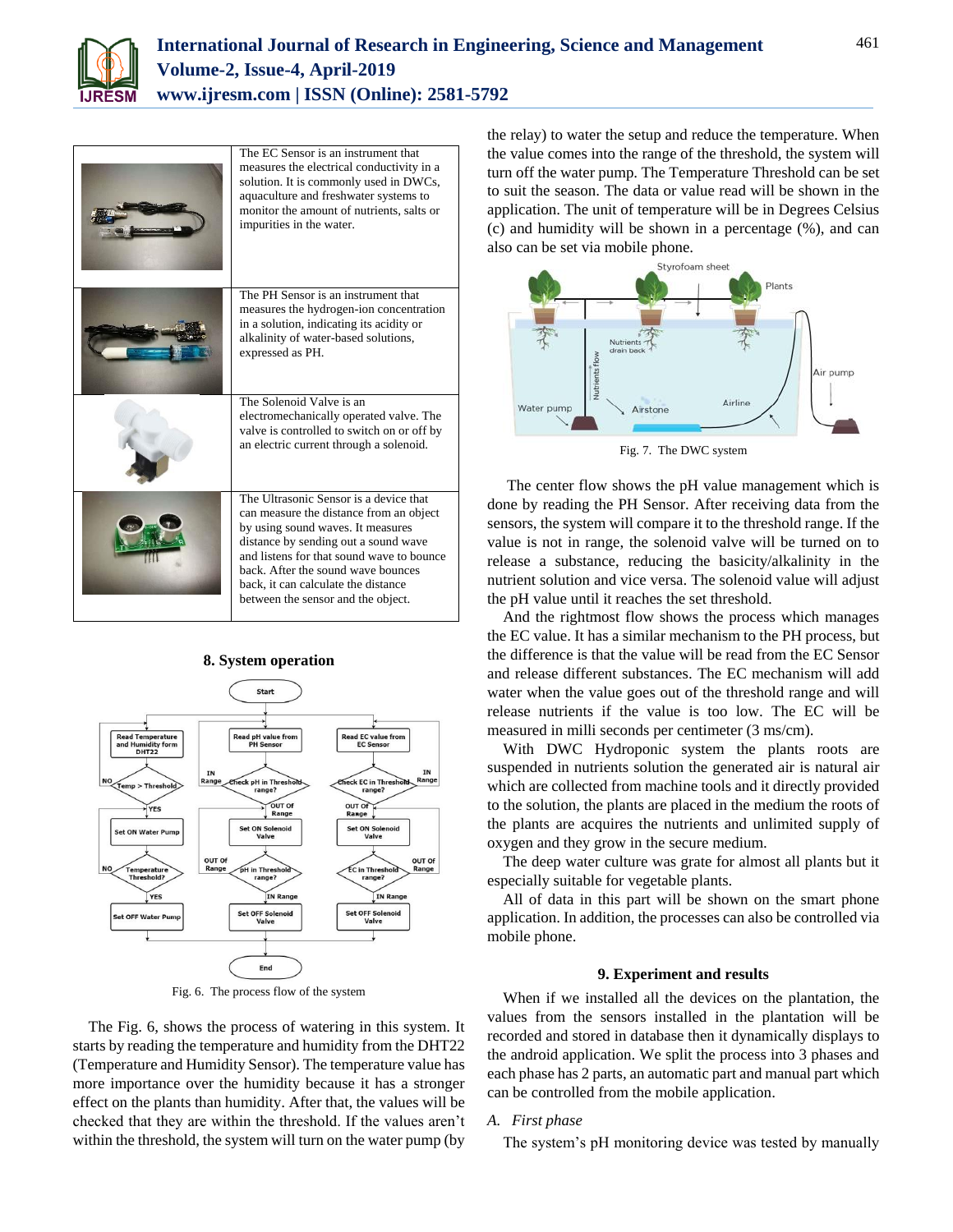| | |
|---|---|
| | The EC Sensor is an instrument that measures the electrical conductivity in a solution. It is commonly used in DWCs, aquaculture and freshwater systems to monitor the amount of nutrients, salts or impurities in the water. |
| | The PH Sensor is an instrument that measures the hydrogen-ion concentration in a solution, indicating its acidity or alkalinity of water-based solutions, expressed as PH. |
| | The Solenoid Valve is an electromechanically operated valve. The valve is controlled to switch on or off by an electric current through a solenoid. |
| | The Ultrasonic Sensor is a device that can measure the distance from an object by using sound waves. It measures distance by sending out a sound wave and listens for that sound wave to bounce back. After the sound wave bounces back, it can calculate the distance between the sensor and the object. |

## 8. System operation

Fig. 6. The process flow of the system

The Fig. 6, shows the process of watering in this system. It starts by reading the temperature and humidity from the DHT22 (Temperature and Humidity Sensor). The temperature value has more importance over the humidity because it has a stronger effect on the plants than humidity. After that, the values will be checked that they are within the threshold. If the values aren't within the threshold, the system will turn on the water pump (by the relay) to water the setup and reduce the temperature. When the value comes into the range of the threshold, the system will turn off the water pump. The Temperature Threshold can be set to suit the season. The data or value read will be shown in the application. The unit of temperature will be in Degrees Celsius (c) and humidity will be shown in a percentage (%), and can also can be set via mobile phone.

Fig. 7. The DWC system

The center flow shows the pH value management which is done by reading the PH Sensor. After receiving data from the sensors, the system will compare it to the threshold range. If the value is not in range, the solenoid valve will be turned on to release a substance, reducing the basicity/alkalinity in the nutrient solution and vice versa. The solenoid value will adjust the pH value until it reaches the set threshold.

And the rightmost flow shows the process which manages the EC value. It has a similar mechanism to the PH process, but the difference is that the value will be read from the EC Sensor and release different substances. The EC mechanism will add water when the value goes out of the threshold range and will release nutrients if the value is too low. The EC will be measured in milli seconds per centimeter (3 ms/cm).

With DWC Hydroponic system the plants roots are suspended in nutrients solution the generated air is natural air which are collected from machine tools and it directly provided to the solution, the plants are placed in the medium the roots of the plants are acquires the nutrients and unlimited supply of oxygen and they grow in the secure medium.

The deep water culture was grate for almost all plants but it especially suitable for vegetable plants.

All of data in this part will be shown on the smart phone application. In addition, the processes can also be controlled via mobile phone.

## 9. Experiment and results

When if we installed all the devices on the plantation, the values from the sensors installed in the plantation will be recorded and stored in database then it dynamically displays to the android application. We split the process into 3 phases and each phase has 2 parts, an automatic part and manual part which can be controlled from the mobile application.

### *A. First phase*

The system's pH monitoring device was tested by manually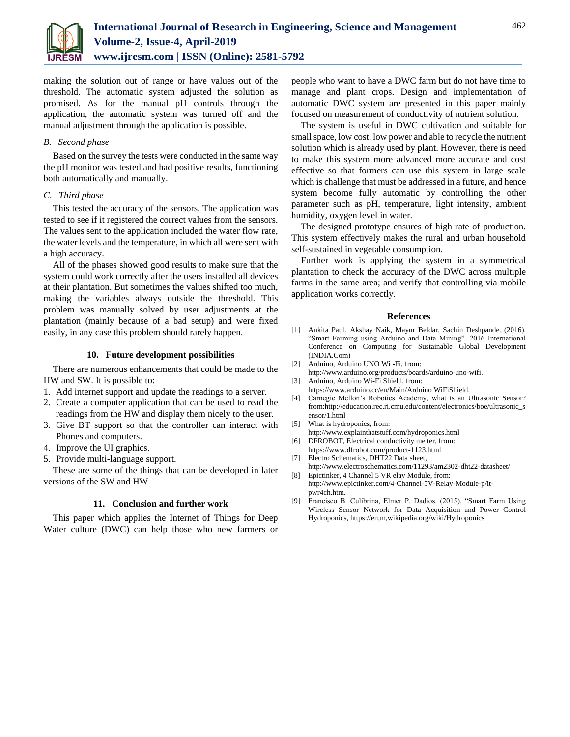making the solution out of range or have values out of the threshold. The automatic system adjusted the solution as promised. As for the manual pH controls through the application, the automatic system was turned off and the manual adjustment through the application is possible.

### *B. Second phase*

Based on the survey the tests were conducted in the same way the pH monitor was tested and had positive results, functioning both automatically and manually.

### *C. Third phase*

This tested the accuracy of the sensors. The application was tested to see if it registered the correct values from the sensors. The values sent to the application included the water flow rate, the water levels and the temperature, in which all were sent with a high accuracy.

All of the phases showed good results to make sure that the system could work correctly after the users installed all devices at their plantation. But sometimes the values shifted too much, making the variables always outside the threshold. This problem was manually solved by user adjustments at the plantation (mainly because of a bad setup) and were fixed easily, in any case this problem should rarely happen.

## 10. Future development possibilities

There are numerous enhancements that could be made to the HW and SW. It is possible to:

1. Add internet support and update the readings to a server.
2. Create a computer application that can be used to read the readings from the HW and display them nicely to the user.
3. Give BT support so that the controller can interact with Phones and computers.
4. Improve the UI graphics.
5. Provide multi-language support.

These are some of the things that can be developed in later versions of the SW and HW

## 11. Conclusion and further work

This paper which applies the Internet of Things for Deep Water culture (DWC) can help those who new farmers or people who want to have a DWC farm but do not have time to manage and plant crops. Design and implementation of automatic DWC system are presented in this paper mainly focused on measurement of conductivity of nutrient solution.

The system is useful in DWC cultivation and suitable for small space, low cost, low power and able to recycle the nutrient solution which is already used by plant. However, there is need to make this system more advanced more accurate and cost effective so that formers can use this system in large scale which is challenge that must be addressed in a future, and hence system become fully automatic by controlling the other parameter such as pH, temperature, light intensity, ambient humidity, oxygen level in water.

The designed prototype ensures of high rate of production. This system effectively makes the rural and urban household self-sustained in vegetable consumption.

Further work is applying the system in a symmetrical plantation to check the accuracy of the DWC across multiple farms in the same area; and verify that controlling via mobile application works correctly.

## References

[1] Ankita Patil, Akshay Naik, Mayur Beldar, Sachin Deshpande. (2016). "Smart Farming using Arduino and Data Mining". 2016 International Conference on Computing for Sustainable Global Development (INDIA.Com)

[2] Arduino, Arduino UNO Wi -Fi, from: http://www.arduino.org/products/boards/arduino-uno-wifi.

[3] Arduino, Arduino Wi-Fi Shield, from: https://www.arduino.cc/en/Main/Arduino WiFiShield.

[4] Carnegie Mellon's Robotics Academy, what is an Ultrasonic Sensor? from:http://education.rec.ri.cmu.edu/content/electronics/boe/ultrasonic_sensor/1.html

[5] What is hydroponics, from: http://www.explainthatstuff.com/hydroponics.html

[6] DFROBOT, Electrical conductivity me ter, from: https://www.dfrobot.com/product-1123.html

[7] Electro Schematics, DHT22 Data sheet, http://www.electroschematics.com/11293/am2302-dht22-datasheet/

[8] Epictinker, 4 Channel 5 VR elay Module, from: http://www.epictinker.com/4-Channel-5V-Relay-Module-p/it-pwr4ch.htm.

[9] Francisco B. Culibrina, Elmer P. Dadios. (2015). "Smart Farm Using Wireless Sensor Network for Data Acquisition and Power Control Hydroponics, https://en,m,wikipedia.org/wiki/Hydroponics